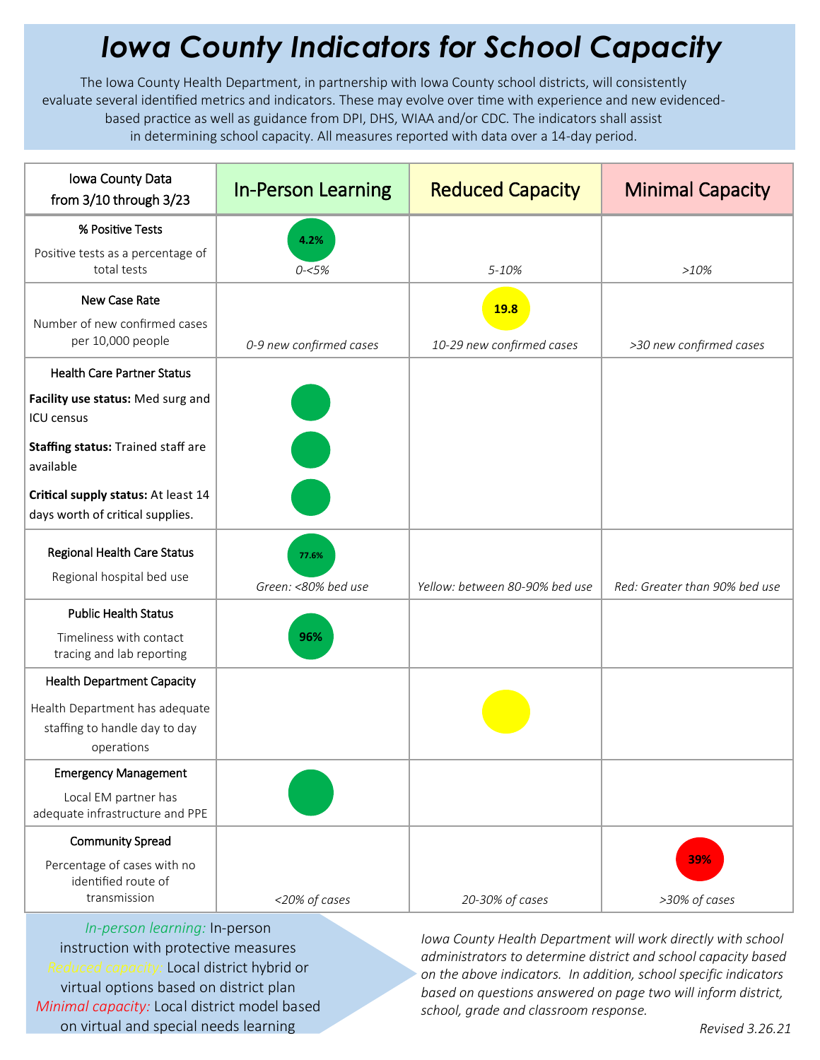# *Iowa County Indicators for School Capacity*

The Iowa County Health Department, in partnership with Iowa County school districts, will consistently evaluate several identified metrics and indicators. These may evolve over time with experience and new evidenced-based practice as well as guidance from DPI, DHS, WIAA and/or CDC. The indicators shall assist in determining school capacity. All measures reported with data over a 14-day period.

| Iowa County Data from 3/10 through 3/23 | In-Person Learning | Reduced Capacity | Minimal Capacity |
|---|---|---|---|
| **% Positive Tests**<br>Positive tests as a percentage of total tests | **4.2%**<br>*0-<5%* | *5-10%* | *>10%* |
| **New Case Rate**<br>Number of new confirmed cases per 10,000 people | *0-9 new confirmed cases* | **19.8**<br>*10-29 new confirmed cases* | *>30 new confirmed cases* |
| **Health Care Partner Status**<br>**Facility use status:** Med surg and ICU census<br>**Staffing status:** Trained staff are available<br>**Critical supply status:** At least 14 days worth of critical supplies. | ● (Facility use)<br>● (Staffing)<br>● (Critical supply) | | |
| **Regional Health Care Status**<br>Regional hospital bed use | **77.6%**<br>*Green: <80% bed use* | *Yellow: between 80-90% bed use* | *Red: Greater than 90% bed use* |
| **Public Health Status**<br>Timeliness with contact tracing and lab reporting | **96%** | | |
| **Health Department Capacity**<br>Health Department has adequate staffing to handle day to day operations | | ● | |
| **Emergency Management**<br>Local EM partner has adequate infrastructure and PPE | ● | | |
| **Community Spread**<br>Percentage of cases with no identified route of transmission | *<20% of cases* | *20-30% of cases* | **39%**<br>*>30% of cases* |

*In-person learning:* In-person instruction with protective measures
*Reduced capacity:* Local district hybrid or virtual options based on district plan
*Minimal capacity:* Local district model based on virtual and special needs learning

*Iowa County Health Department will work directly with school administrators to determine district and school capacity based on the above indicators. In addition, school specific indicators based on questions answered on page two will inform district, school, grade and classroom response.*

*Revised 3.26.21*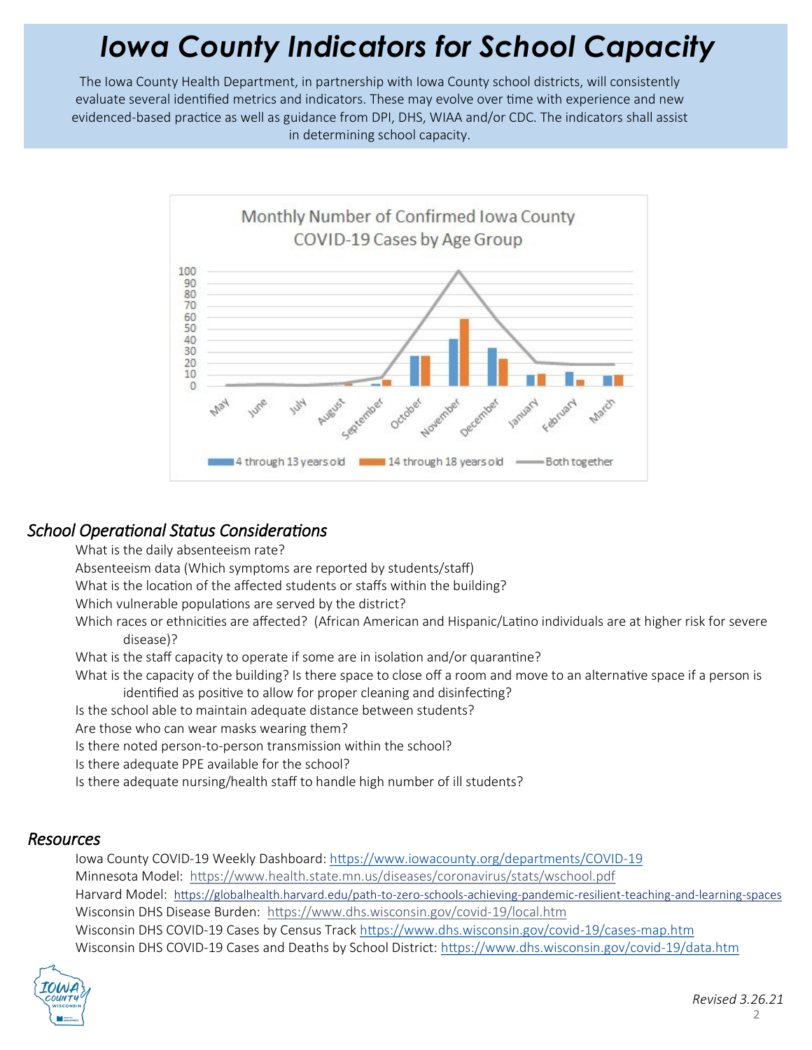# Iowa County Indicators for School Capacity

The Iowa County Health Department, in partnership with Iowa County school districts, will consistently evaluate several identified metrics and indicators. These may evolve over time with experience and new evidenced-based practice as well as guidance from DPI, DHS, WIAA and/or CDC. The indicators shall assist in determining school capacity.

Monthly Number of Confirmed Iowa County COVID-19 Cases by Age Group

100
90
80
70
60
50
40
30
20
10
0

May June July August September October November December January February March

4 through 13 years old
14 through 18 years old
Both together

## *School Operational Status Considerations*

What is the daily absenteeism rate?
Absenteeism data (Which symptoms are reported by students/staff)
What is the location of the affected students or staffs within the building?
Which vulnerable populations are served by the district?
Which races or ethnicities are affected? (African American and Hispanic/Latino individuals are at higher risk for severe disease)?
What is the staff capacity to operate if some are in isolation and/or quarantine?
What is the capacity of the building? Is there space to close off a room and move to an alternative space if a person is identified as positive to allow for proper cleaning and disinfecting?
Is the school able to maintain adequate distance between students?
Are those who can wear masks wearing them?
Is there noted person-to-person transmission within the school?
Is there adequate PPE available for the school?
Is there adequate nursing/health staff to handle high number of ill students?

## *Resources*

Iowa County COVID-19 Weekly Dashboard: https://www.iowacounty.org/departments/COVID-19
Minnesota Model: https://www.health.state.mn.us/diseases/coronavirus/stats/wschool.pdf
Harvard Model: https://globalhealth.harvard.edu/path-to-zero-schools-achieving-pandemic-resilient-teaching-and-learning-spaces
Wisconsin DHS Disease Burden: https://www.dhs.wisconsin.gov/covid-19/local.htm
Wisconsin DHS COVID-19 Cases by Census Track https://www.dhs.wisconsin.gov/covid-19/cases-map.htm
Wisconsin DHS COVID-19 Cases and Deaths by School District: https://www.dhs.wisconsin.gov/covid-19/data.htm

*Revised 3.26.21*